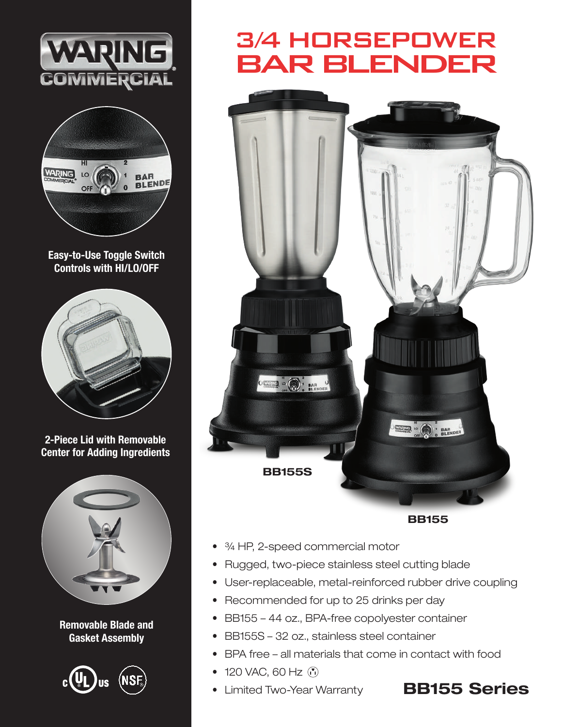WARING COMMERCIAL

Easy-to-Use Toggle Switch Controls with HI/LO/OFF

2-Piece Lid with Removable Center for Adding Ingredients

Removable Blade and Gasket Assembly

# 3/4 HORSEPOWER BAR BLENDER

BB155S

BB155

- ¾ HP, 2-speed commercial motor
- Rugged, two-piece stainless steel cutting blade
- User-replaceable, metal-reinforced rubber drive coupling
- Recommended for up to 25 drinks per day
- BB155 – 44 oz., BPA-free copolyester container
- BB155S – 32 oz., stainless steel container
- BPA free – all materials that come in contact with food
- 120 VAC, 60 Hz
- Limited Two-Year Warranty

## BB155 Series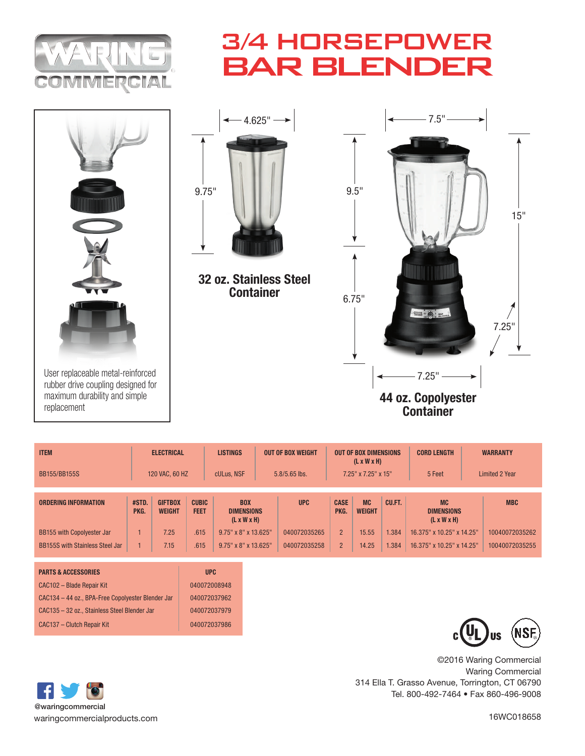# 3/4 HORSEPOWER BAR BLENDER

User replaceable metal-reinforced rubber drive coupling designed for maximum durability and simple replacement

4.625"

9.75"

**32 oz. Stainless Steel Container**

7.5"

9.5"

15"

6.75"

7.25"

7.25"

**44 oz. Copolyester Container**

| ITEM | ELECTRICAL | LISTINGS | OUT OF BOX WEIGHT | OUT OF BOX DIMENSIONS (L x W x H) | CORD LENGTH | WARRANTY |
|---|---|---|---|---|---|---|
| BB155/BB155S | 120 VAC, 60 HZ | cULus, NSF | 5.8/5.65 lbs. | 7.25" x 7.25" x 15" | 5 Feet | Limited 2 Year |

| ORDERING INFORMATION | #STD. PKG. | GIFTBOX WEIGHT | CUBIC FEET | BOX DIMENSIONS (L x W x H) | UPC | CASE PKG. | MC WEIGHT | CU.FT. | MC DIMENSIONS (L x W x H) | MBC |
|---|---|---|---|---|---|---|---|---|---|---|
| BB155 with Copolyester Jar | 1 | 7.25 | .615 | 9.75" x 8" x 13.625" | 040072035265 | 2 | 15.55 | 1.384 | 16.375" x 10.25" x 14.25" | 10040072035262 |
| BB155S with Stainless Steel Jar | 1 | 7.15 | .615 | 9.75" x 8" x 13.625" | 040072035258 | 2 | 14.25 | 1.384 | 16.375" x 10.25" x 14.25" | 10040072035255 |

| PARTS & ACCESSORIES | UPC |
|---|---|
| CAC102 – Blade Repair Kit | 040072008948 |
| CAC134 – 44 oz., BPA-Free Copolyester Blender Jar | 040072037962 |
| CAC135 – 32 oz., Stainless Steel Blender Jar | 040072037979 |
| CAC137 – Clutch Repair Kit | 040072037986 |

©2016 Waring Commercial
Waring Commercial
314 Ella T. Grasso Avenue, Torrington, CT 06790
Tel. 800-492-7464 • Fax 860-496-9008

@waringcommercial
waringcommercialproducts.com

16WC018658